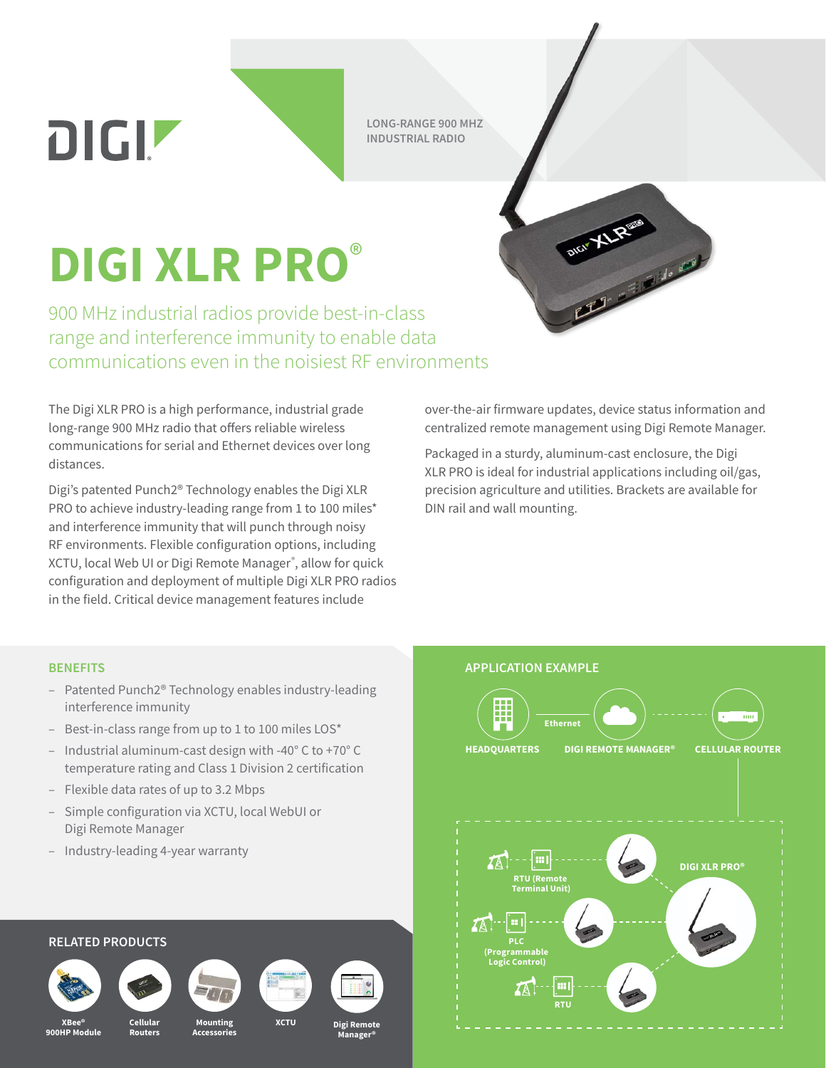LONG-RANGE 900 MHZ INDUSTRIAL RADIO

# DIGI XLR PRO®

900 MHz industrial radios provide best-in-class range and interference immunity to enable data communications even in the noisiest RF environments

The Digi XLR PRO is a high performance, industrial grade long-range 900 MHz radio that offers reliable wireless communications for serial and Ethernet devices over long distances.

Digi's patented Punch2® Technology enables the Digi XLR PRO to achieve industry-leading range from 1 to 100 miles* and interference immunity that will punch through noisy RF environments. Flexible configuration options, including XCTU, local Web UI or Digi Remote Manager®, allow for quick configuration and deployment of multiple Digi XLR PRO radios in the field. Critical device management features include over-the-air firmware updates, device status information and centralized remote management using Digi Remote Manager.

Packaged in a sturdy, aluminum-cast enclosure, the Digi XLR PRO is ideal for industrial applications including oil/gas, precision agriculture and utilities. Brackets are available for DIN rail and wall mounting.

## BENEFITS

- Patented Punch2® Technology enables industry-leading interference immunity
- Best-in-class range from up to 1 to 100 miles LOS*
- Industrial aluminum-cast design with -40° C to +70° C temperature rating and Class 1 Division 2 certification
- Flexible data rates of up to 3.2 Mbps
- Simple configuration via XCTU, local WebUI or Digi Remote Manager
- Industry-leading 4-year warranty

## APPLICATION EXAMPLE

HEADQUARTERS — Ethernet — DIGI REMOTE MANAGER® — CELLULAR ROUTER

DIGI XLR PRO®

RTU (Remote Terminal Unit)

PLC (Programmable Logic Control)

RTU

## RELATED PRODUCTS

- XBee® 900HP Module
- Cellular Routers
- Mounting Accessories
- XCTU
- Digi Remote Manager®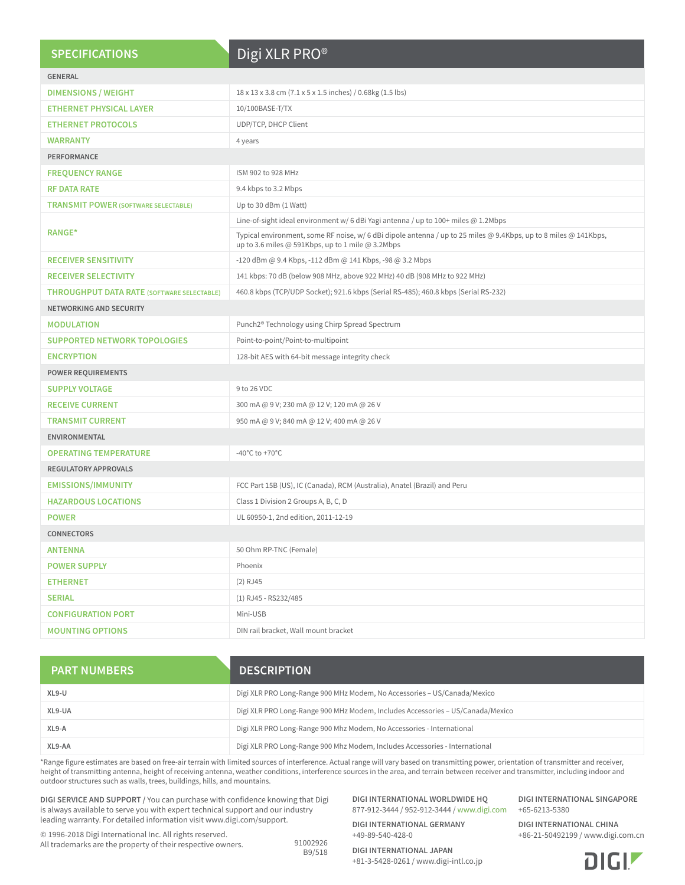| SPECIFICATIONS | Digi XLR PRO® |
|---|---|
| **GENERAL** | |
| DIMENSIONS / WEIGHT | 18 x 13 x 3.8 cm (7.1 x 5 x 1.5 inches) / 0.68kg (1.5 lbs) |
| ETHERNET PHYSICAL LAYER | 10/100BASE-T/TX |
| ETHERNET PROTOCOLS | UDP/TCP, DHCP Client |
| WARRANTY | 4 years |
| **PERFORMANCE** | |
| FREQUENCY RANGE | ISM 902 to 928 MHz |
| RF DATA RATE | 9.4 kbps to 3.2 Mbps |
| TRANSMIT POWER (SOFTWARE SELECTABLE) | Up to 30 dBm (1 Watt) |
| RANGE* | Line-of-sight ideal environment w/ 6 dBi Yagi antenna / up to 100+ miles @ 1.2Mbps |
| | Typical environment, some RF noise, w/ 6 dBi dipole antenna / up to 25 miles @ 9.4Kbps, up to 8 miles @ 141Kbps, up to 3.6 miles @ 591Kbps, up to 1 mile @ 3.2Mbps |
| RECEIVER SENSITIVITY | -120 dBm @ 9.4 Kbps, -112 dBm @ 141 Kbps, -98 @ 3.2 Mbps |
| RECEIVER SELECTIVITY | 141 kbps: 70 dB (below 908 MHz, above 922 MHz) 40 dB (908 MHz to 922 MHz) |
| THROUGHPUT DATA RATE (SOFTWARE SELECTABLE) | 460.8 kbps (TCP/UDP Socket); 921.6 kbps (Serial RS-485); 460.8 kbps (Serial RS-232) |
| **NETWORKING AND SECURITY** | |
| MODULATION | Punch2® Technology using Chirp Spread Spectrum |
| SUPPORTED NETWORK TOPOLOGIES | Point-to-point/Point-to-multipoint |
| ENCRYPTION | 128-bit AES with 64-bit message integrity check |
| **POWER REQUIREMENTS** | |
| SUPPLY VOLTAGE | 9 to 26 VDC |
| RECEIVE CURRENT | 300 mA @ 9 V; 230 mA @ 12 V; 120 mA @ 26 V |
| TRANSMIT CURRENT | 950 mA @ 9 V; 840 mA @ 12 V; 400 mA @ 26 V |
| **ENVIRONMENTAL** | |
| OPERATING TEMPERATURE | -40°C to +70°C |
| **REGULATORY APPROVALS** | |
| EMISSIONS/IMMUNITY | FCC Part 15B (US), IC (Canada), RCM (Australia), Anatel (Brazil) and Peru |
| HAZARDOUS LOCATIONS | Class 1 Division 2 Groups A, B, C, D |
| POWER | UL 60950-1, 2nd edition, 2011-12-19 |
| **CONNECTORS** | |
| ANTENNA | 50 Ohm RP-TNC (Female) |
| POWER SUPPLY | Phoenix |
| ETHERNET | (2) RJ45 |
| SERIAL | (1) RJ45 - RS232/485 |
| CONFIGURATION PORT | Mini-USB |
| MOUNTING OPTIONS | DIN rail bracket, Wall mount bracket |

| PART NUMBERS | DESCRIPTION |
|---|---|
| XL9-U | Digi XLR PRO Long-Range 900 MHz Modem, No Accessories – US/Canada/Mexico |
| XL9-UA | Digi XLR PRO Long-Range 900 MHz Modem, Includes Accessories – US/Canada/Mexico |
| XL9-A | Digi XLR PRO Long-Range 900 Mhz Modem, No Accessories - International |
| XL9-AA | Digi XLR PRO Long-Range 900 Mhz Modem, Includes Accessories - International |

*Range figure estimates are based on free-air terrain with limited sources of interference. Actual range will vary based on transmitting power, orientation of transmitter and receiver, height of transmitting antenna, height of receiving antenna, weather conditions, interference sources in the area, and terrain between receiver and transmitter, including indoor and outdoor structures such as walls, trees, buildings, hills, and mountains.

**DIGI SERVICE AND SUPPORT /** You can purchase with confidence knowing that Digi is always available to serve you with expert technical support and our industry leading warranty. For detailed information visit www.digi.com/support.

© 1996-2018 Digi International Inc. All rights reserved.
All trademarks are the property of their respective owners.

91002926
B9/518

**DIGI INTERNATIONAL WORLDWIDE HQ**
877-912-3444 / 952-912-3444 / www.digi.com

**DIGI INTERNATIONAL GERMANY**
+49-89-540-428-0

**DIGI INTERNATIONAL JAPAN**
+81-3-5428-0261 / www.digi-intl.co.jp

**DIGI INTERNATIONAL SINGAPORE**
+65-6213-5380

**DIGI INTERNATIONAL CHINA**
+86-21-50492199 / www.digi.com.cn

DIGI